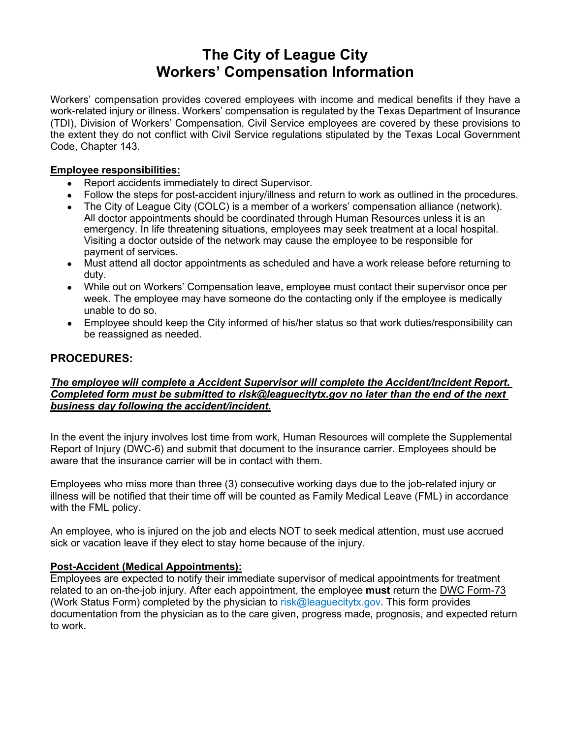# The City of League City
# Workers' Compensation Information

Workers' compensation provides covered employees with income and medical benefits if they have a work-related injury or illness. Workers' compensation is regulated by the Texas Department of Insurance (TDI), Division of Workers' Compensation. Civil Service employees are covered by these provisions to the extent they do not conflict with Civil Service regulations stipulated by the Texas Local Government Code, Chapter 143.

**Employee responsibilities:**

- Report accidents immediately to direct Supervisor.
- Follow the steps for post-accident injury/illness and return to work as outlined in the procedures.
- The City of League City (COLC) is a member of a workers' compensation alliance (network). All doctor appointments should be coordinated through Human Resources unless it is an emergency. In life threatening situations, employees may seek treatment at a local hospital. Visiting a doctor outside of the network may cause the employee to be responsible for payment of services.
- Must attend all doctor appointments as scheduled and have a work release before returning to duty.
- While out on Workers' Compensation leave, employee must contact their supervisor once per week. The employee may have someone do the contacting only if the employee is medically unable to do so.
- Employee should keep the City informed of his/her status so that work duties/responsibility can be reassigned as needed.

## PROCEDURES:

***The employee will complete a Accident Supervisor will complete the Accident/Incident Report. Completed form must be submitted to risk@leaguecitytx.gov no later than the end of the next business day following the accident/incident.***

In the event the injury involves lost time from work, Human Resources will complete the Supplemental Report of Injury (DWC-6) and submit that document to the insurance carrier. Employees should be aware that the insurance carrier will be in contact with them.

Employees who miss more than three (3) consecutive working days due to the job-related injury or illness will be notified that their time off will be counted as Family Medical Leave (FML) in accordance with the FML policy.

An employee, who is injured on the job and elects NOT to seek medical attention, must use accrued sick or vacation leave if they elect to stay home because of the injury.

**Post-Accident (Medical Appointments):**

Employees are expected to notify their immediate supervisor of medical appointments for treatment related to an on-the-job injury. After each appointment, the employee **must** return the DWC Form-73 (Work Status Form) completed by the physician to risk@leaguecitytx.gov. This form provides documentation from the physician as to the care given, progress made, prognosis, and expected return to work.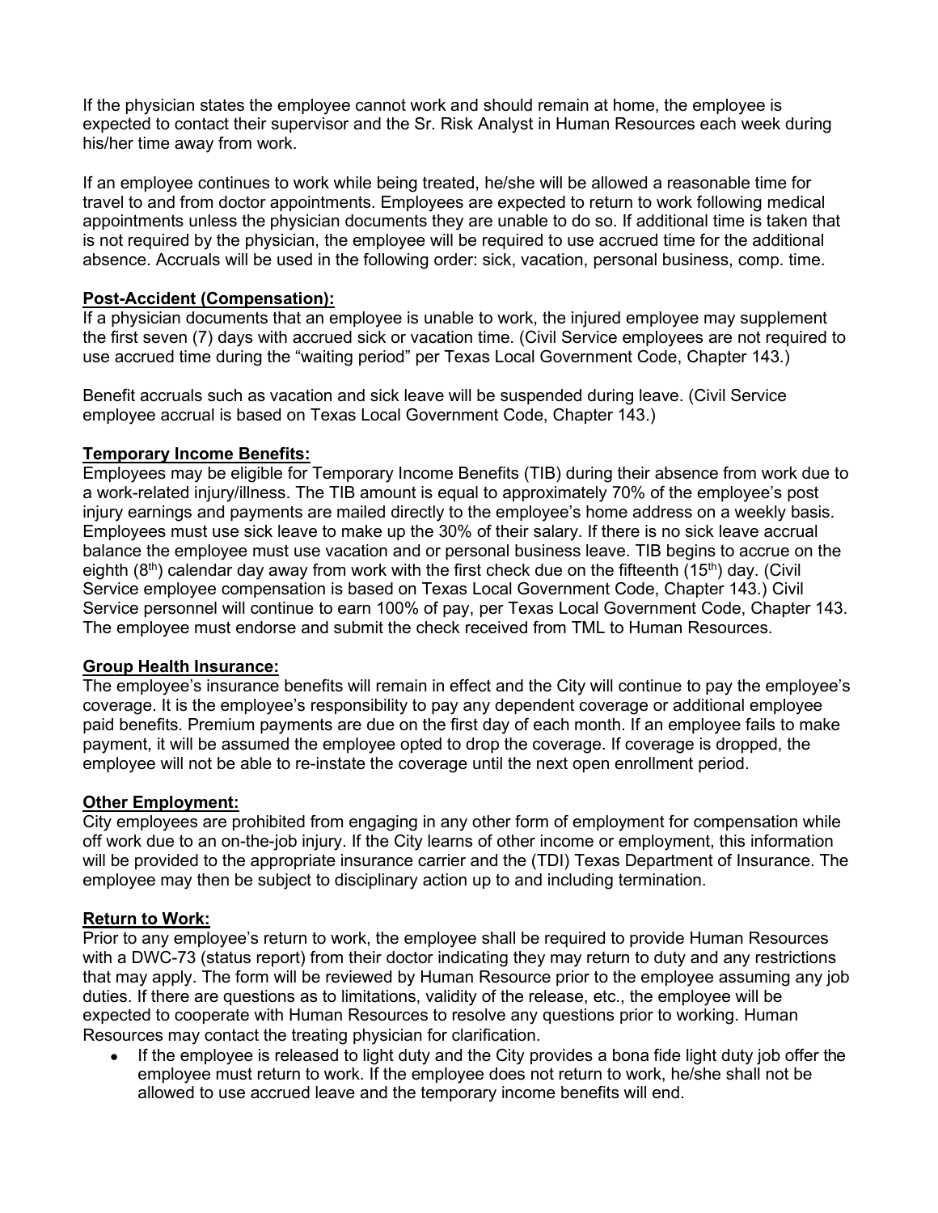If the physician states the employee cannot work and should remain at home, the employee is expected to contact their supervisor and the Sr. Risk Analyst in Human Resources each week during his/her time away from work.

If an employee continues to work while being treated, he/she will be allowed a reasonable time for travel to and from doctor appointments. Employees are expected to return to work following medical appointments unless the physician documents they are unable to do so. If additional time is taken that is not required by the physician, the employee will be required to use accrued time for the additional absence. Accruals will be used in the following order: sick, vacation, personal business, comp. time.

**Post-Accident (Compensation):**

If a physician documents that an employee is unable to work, the injured employee may supplement the first seven (7) days with accrued sick or vacation time. (Civil Service employees are not required to use accrued time during the "waiting period" per Texas Local Government Code, Chapter 143.)

Benefit accruals such as vacation and sick leave will be suspended during leave. (Civil Service employee accrual is based on Texas Local Government Code, Chapter 143.)

**Temporary Income Benefits:**

Employees may be eligible for Temporary Income Benefits (TIB) during their absence from work due to a work-related injury/illness. The TIB amount is equal to approximately 70% of the employee's post injury earnings and payments are mailed directly to the employee's home address on a weekly basis. Employees must use sick leave to make up the 30% of their salary. If there is no sick leave accrual balance the employee must use vacation and or personal business leave. TIB begins to accrue on the eighth (8th) calendar day away from work with the first check due on the fifteenth (15th) day. (Civil Service employee compensation is based on Texas Local Government Code, Chapter 143.) Civil Service personnel will continue to earn 100% of pay, per Texas Local Government Code, Chapter 143. The employee must endorse and submit the check received from TML to Human Resources.

**Group Health Insurance:**

The employee's insurance benefits will remain in effect and the City will continue to pay the employee's coverage. It is the employee's responsibility to pay any dependent coverage or additional employee paid benefits. Premium payments are due on the first day of each month. If an employee fails to make payment, it will be assumed the employee opted to drop the coverage. If coverage is dropped, the employee will not be able to re-instate the coverage until the next open enrollment period.

**Other Employment:**

City employees are prohibited from engaging in any other form of employment for compensation while off work due to an on-the-job injury. If the City learns of other income or employment, this information will be provided to the appropriate insurance carrier and the (TDI) Texas Department of Insurance. The employee may then be subject to disciplinary action up to and including termination.

**Return to Work:**

Prior to any employee's return to work, the employee shall be required to provide Human Resources with a DWC-73 (status report) from their doctor indicating they may return to duty and any restrictions that may apply. The form will be reviewed by Human Resource prior to the employee assuming any job duties. If there are questions as to limitations, validity of the release, etc., the employee will be expected to cooperate with Human Resources to resolve any questions prior to working. Human Resources may contact the treating physician for clarification.

- If the employee is released to light duty and the City provides a bona fide light duty job offer the employee must return to work. If the employee does not return to work, he/she shall not be allowed to use accrued leave and the temporary income benefits will end.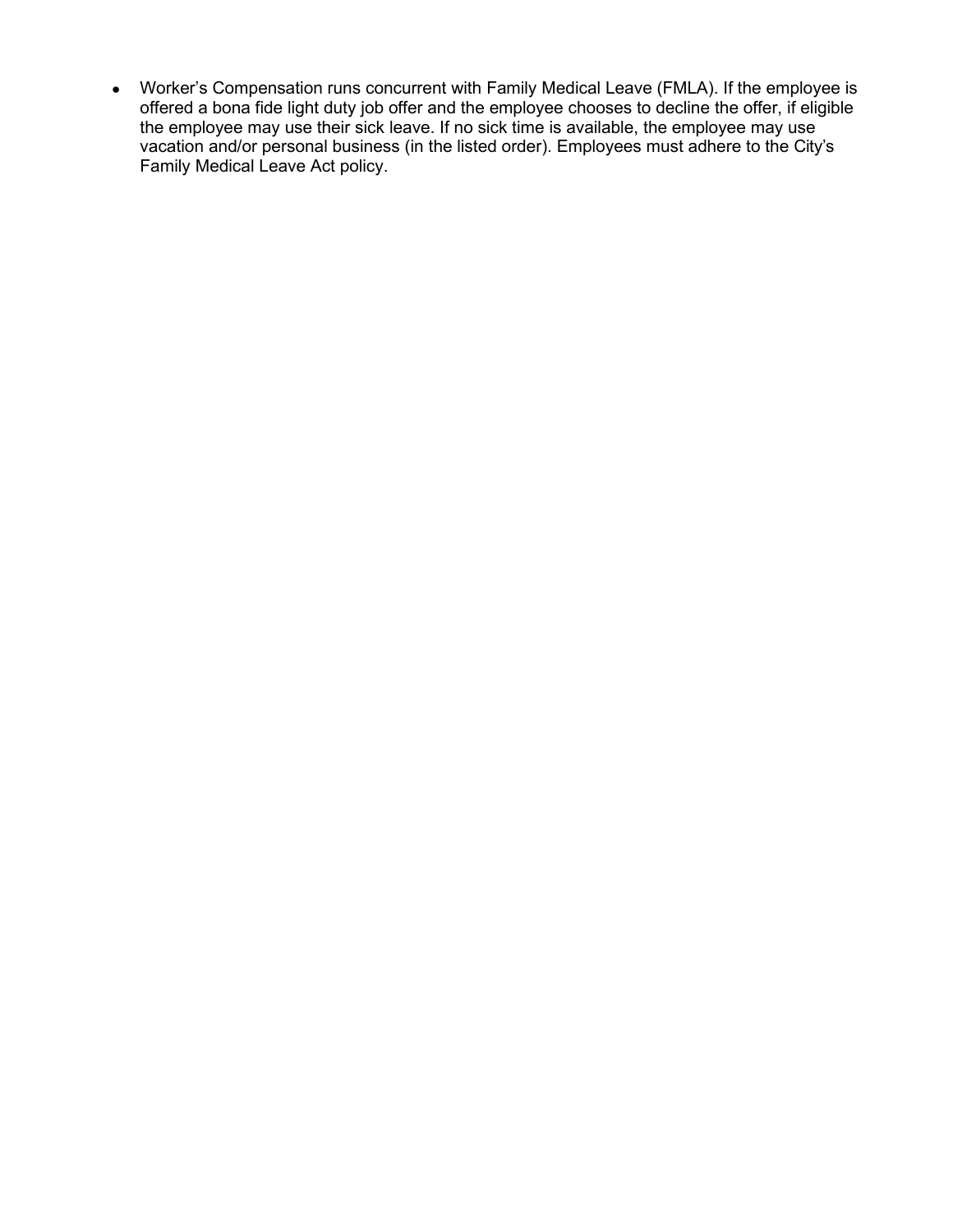- Worker's Compensation runs concurrent with Family Medical Leave (FMLA). If the employee is offered a bona fide light duty job offer and the employee chooses to decline the offer, if eligible the employee may use their sick leave. If no sick time is available, the employee may use vacation and/or personal business (in the listed order). Employees must adhere to the City's Family Medical Leave Act policy.